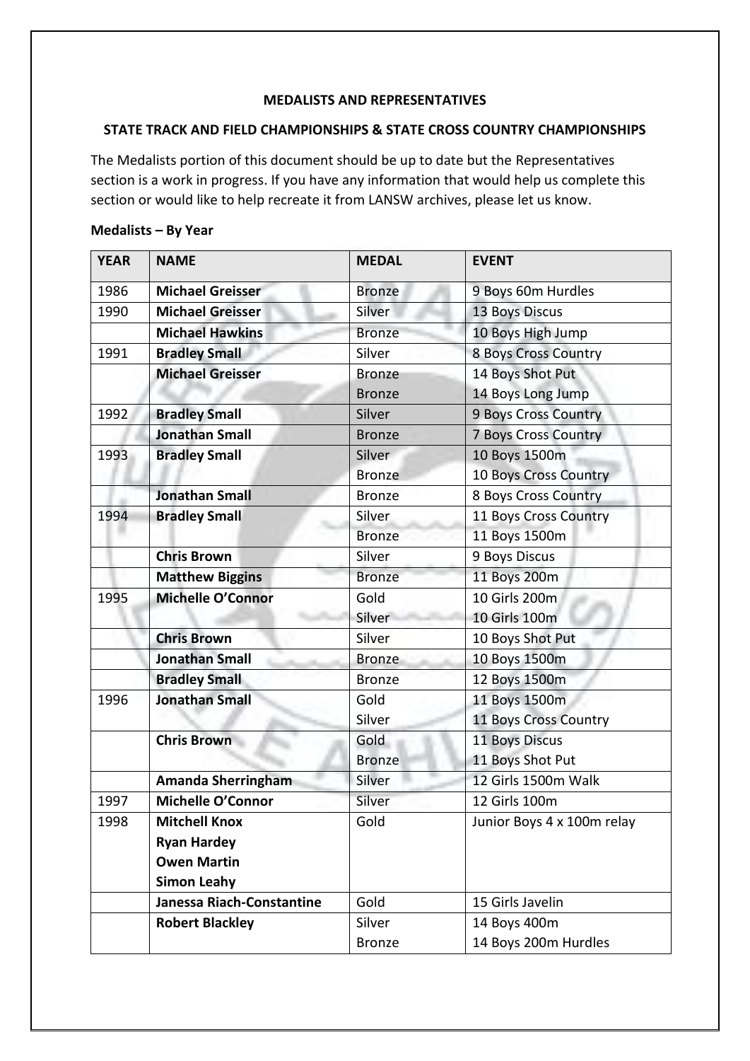**MEDALISTS AND REPRESENTATIVES**

**STATE TRACK AND FIELD CHAMPIONSHIPS & STATE CROSS COUNTRY CHAMPIONSHIPS**

The Medalists portion of this document should be up to date but the Representatives section is a work in progress. If you have any information that would help us complete this section or would like to help recreate it from LANSW archives, please let us know.

**Medalists – By Year**

| YEAR | NAME | MEDAL | EVENT |
|---|---|---|---|
| 1986 | **Michael Greisser** | Bronze | 9 Boys 60m Hurdles |
| 1990 | **Michael Greisser** | Silver | 13 Boys Discus |
| | **Michael Hawkins** | Bronze | 10 Boys High Jump |
| 1991 | **Bradley Small** | Silver | 8 Boys Cross Country |
| | **Michael Greisser** | Bronze<br>Bronze | 14 Boys Shot Put<br>14 Boys Long Jump |
| 1992 | **Bradley Small** | Silver | 9 Boys Cross Country |
| | **Jonathan Small** | Bronze | 7 Boys Cross Country |
| 1993 | **Bradley Small** | Silver<br>Bronze | 10 Boys 1500m<br>10 Boys Cross Country |
| | **Jonathan Small** | Bronze | 8 Boys Cross Country |
| 1994 | **Bradley Small** | Silver<br>Bronze | 11 Boys Cross Country<br>11 Boys 1500m |
| | **Chris Brown** | Silver | 9 Boys Discus |
| | **Matthew Biggins** | Bronze | 11 Boys 200m |
| 1995 | **Michelle O'Connor** | Gold<br>Silver | 10 Girls 200m<br>10 Girls 100m |
| | **Chris Brown** | Silver | 10 Boys Shot Put |
| | **Jonathan Small** | Bronze | 10 Boys 1500m |
| | **Bradley Small** | Bronze | 12 Boys 1500m |
| 1996 | **Jonathan Small** | Gold<br>Silver | 11 Boys 1500m<br>11 Boys Cross Country |
| | **Chris Brown** | Gold<br>Bronze | 11 Boys Discus<br>11 Boys Shot Put |
| | **Amanda Sherringham** | Silver | 12 Girls 1500m Walk |
| 1997 | **Michelle O'Connor** | Silver | 12 Girls 100m |
| 1998 | **Mitchell Knox**<br>**Ryan Hardey**<br>**Owen Martin**<br>**Simon Leahy** | Gold | Junior Boys 4 x 100m relay |
| | **Janessa Riach-Constantine** | Gold | 15 Girls Javelin |
| | **Robert Blackley** | Silver<br>Bronze | 14 Boys 400m<br>14 Boys 200m Hurdles |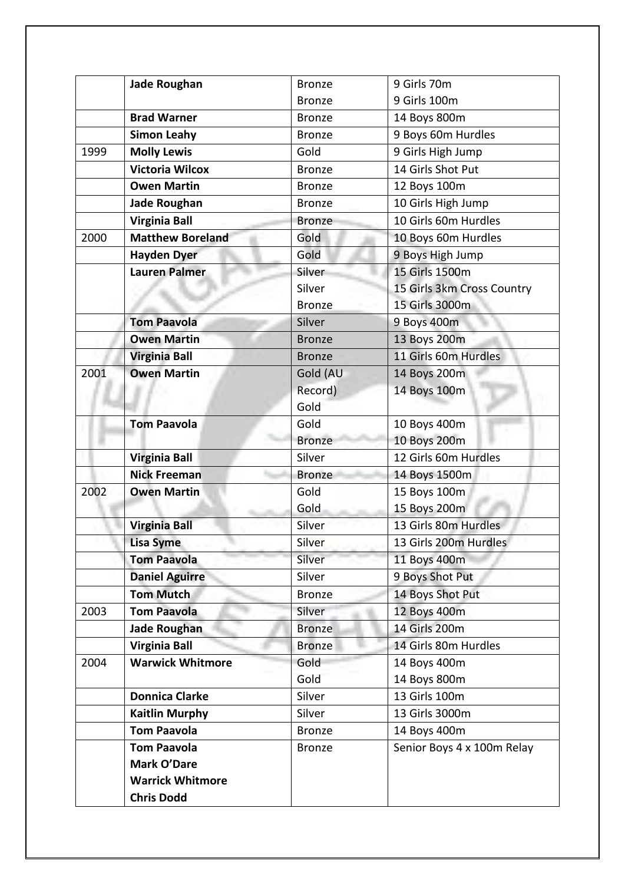| | | | |
|---|---|---|---|
| | **Jade Roughan** | Bronze<br>Bronze | 9 Girls 70m<br>9 Girls 100m |
| | **Brad Warner** | Bronze | 14 Boys 800m |
| | **Simon Leahy** | Bronze | 9 Boys 60m Hurdles |
| 1999 | **Molly Lewis** | Gold | 9 Girls High Jump |
| | **Victoria Wilcox** | Bronze | 14 Girls Shot Put |
| | **Owen Martin** | Bronze | 12 Boys 100m |
| | **Jade Roughan** | Bronze | 10 Girls High Jump |
| | **Virginia Ball** | Bronze | 10 Girls 60m Hurdles |
| 2000 | **Matthew Boreland** | Gold | 10 Boys 60m Hurdles |
| | **Hayden Dyer** | Gold | 9 Boys High Jump |
| | **Lauren Palmer** | Silver<br>Silver<br>Bronze | 15 Girls 1500m<br>15 Girls 3km Cross Country<br>15 Girls 3000m |
| | **Tom Paavola** | Silver | 9 Boys 400m |
| | **Owen Martin** | Bronze | 13 Boys 200m |
| | **Virginia Ball** | Bronze | 11 Girls 60m Hurdles |
| 2001 | **Owen Martin** | Gold (AU Record)<br>Gold | 14 Boys 200m<br>14 Boys 100m |
| | **Tom Paavola** | Gold<br>Bronze | 10 Boys 400m<br>10 Boys 200m |
| | **Virginia Ball** | Silver | 12 Girls 60m Hurdles |
| | **Nick Freeman** | Bronze | 14 Boys 1500m |
| 2002 | **Owen Martin** | Gold<br>Gold | 15 Boys 100m<br>15 Boys 200m |
| | **Virginia Ball** | Silver | 13 Girls 80m Hurdles |
| | **Lisa Syme** | Silver | 13 Girls 200m Hurdles |
| | **Tom Paavola** | Silver | 11 Boys 400m |
| | **Daniel Aguirre** | Silver | 9 Boys Shot Put |
| | **Tom Mutch** | Bronze | 14 Boys Shot Put |
| 2003 | **Tom Paavola** | Silver | 12 Boys 400m |
| | **Jade Roughan** | Bronze | 14 Girls 200m |
| | **Virginia Ball** | Bronze | 14 Girls 80m Hurdles |
| 2004 | **Warwick Whitmore** | Gold<br>Gold | 14 Boys 400m<br>14 Boys 800m |
| | **Donnica Clarke** | Silver | 13 Girls 100m |
| | **Kaitlin Murphy** | Silver | 13 Girls 3000m |
| | **Tom Paavola** | Bronze | 14 Boys 400m |
| | **Tom Paavola**<br>**Mark O'Dare**<br>**Warrick Whitmore**<br>**Chris Dodd** | Bronze | Senior Boys 4 x 100m Relay |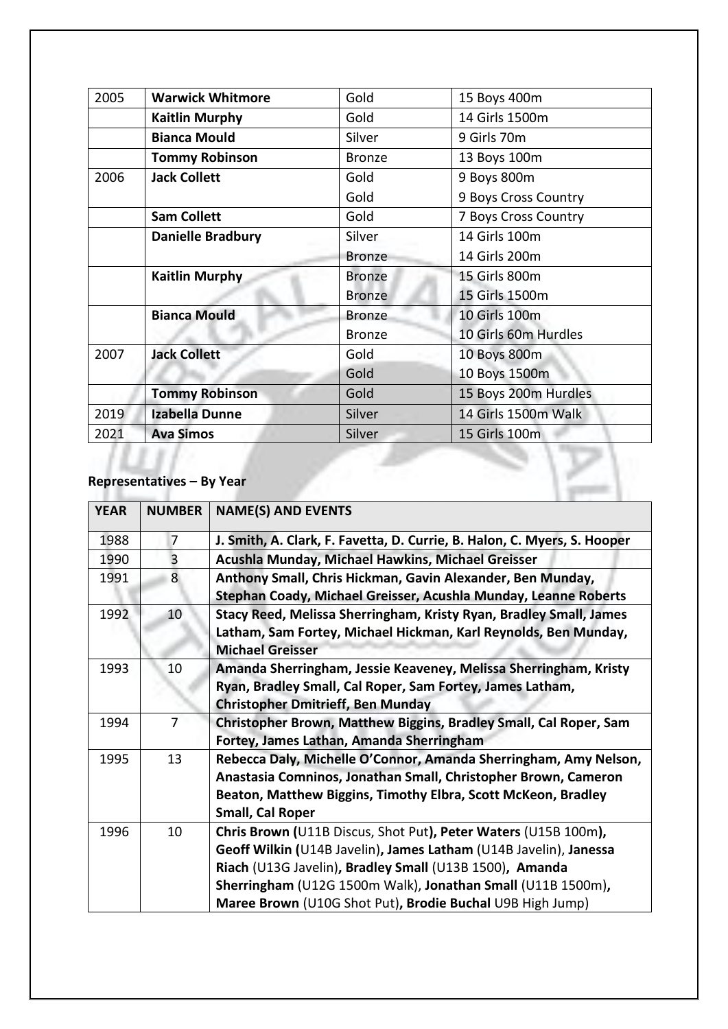| 2005 | **Warwick Whitmore** | Gold | 15 Boys 400m |
|---|---|---|---|
| | **Kaitlin Murphy** | Gold | 14 Girls 1500m |
| | **Bianca Mould** | Silver | 9 Girls 70m |
| | **Tommy Robinson** | Bronze | 13 Boys 100m |
| 2006 | **Jack Collett** | Gold | 9 Boys 800m |
| | | Gold | 9 Boys Cross Country |
| | **Sam Collett** | Gold | 7 Boys Cross Country |
| | **Danielle Bradbury** | Silver | 14 Girls 100m |
| | | Bronze | 14 Girls 200m |
| | **Kaitlin Murphy** | Bronze | 15 Girls 800m |
| | | Bronze | 15 Girls 1500m |
| | **Bianca Mould** | Bronze | 10 Girls 100m |
| | | Bronze | 10 Girls 60m Hurdles |
| 2007 | **Jack Collett** | Gold | 10 Boys 800m |
| | | Gold | 10 Boys 1500m |
| | **Tommy Robinson** | Gold | 15 Boys 200m Hurdles |
| 2019 | **Izabella Dunne** | Silver | 14 Girls 1500m Walk |
| 2021 | **Ava Simos** | Silver | 15 Girls 100m |

**Representatives – By Year**

| YEAR | NUMBER | NAME(S) AND EVENTS |
|---|---|---|
| 1988 | 7 | **J. Smith, A. Clark, F. Favetta, D. Currie, B. Halon, C. Myers, S. Hooper** |
| 1990 | 3 | **Acushla Munday, Michael Hawkins, Michael Greisser** |
| 1991 | 8 | **Anthony Small, Chris Hickman, Gavin Alexander, Ben Munday, Stephan Coady, Michael Greisser, Acushla Munday, Leanne Roberts** |
| 1992 | 10 | **Stacy Reed, Melissa Sherringham, Kristy Ryan, Bradley Small, James Latham, Sam Fortey, Michael Hickman, Karl Reynolds, Ben Munday, Michael Greisser** |
| 1993 | 10 | **Amanda Sherringham, Jessie Keaveney, Melissa Sherringham, Kristy Ryan, Bradley Small, Cal Roper, Sam Fortey, James Latham, Christopher Dmitrieff, Ben Munday** |
| 1994 | 7 | **Christopher Brown, Matthew Biggins, Bradley Small, Cal Roper, Sam Fortey, James Lathan, Amanda Sherringham** |
| 1995 | 13 | **Rebecca Daly, Michelle O'Connor, Amanda Sherringham, Amy Nelson, Anastasia Comninos, Jonathan Small, Christopher Brown, Cameron Beaton, Matthew Biggins, Timothy Elbra, Scott McKeon, Bradley Small, Cal Roper** |
| 1996 | 10 | **Chris Brown (**U11B Discus, Shot Put**), Peter Waters** (U15B 100m**), Geoff Wilkin (**U14B Javelin)**, James Latham** (U14B Javelin), **Janessa Riach** (U13G Javelin)**, Bradley Small** (U13B 1500)**, Amanda Sherringham** (U12G 1500m Walk), **Jonathan Small** (U11B 1500m)**, Maree Brown** (U10G Shot Put)**, Brodie Buchal** U9B High Jump) |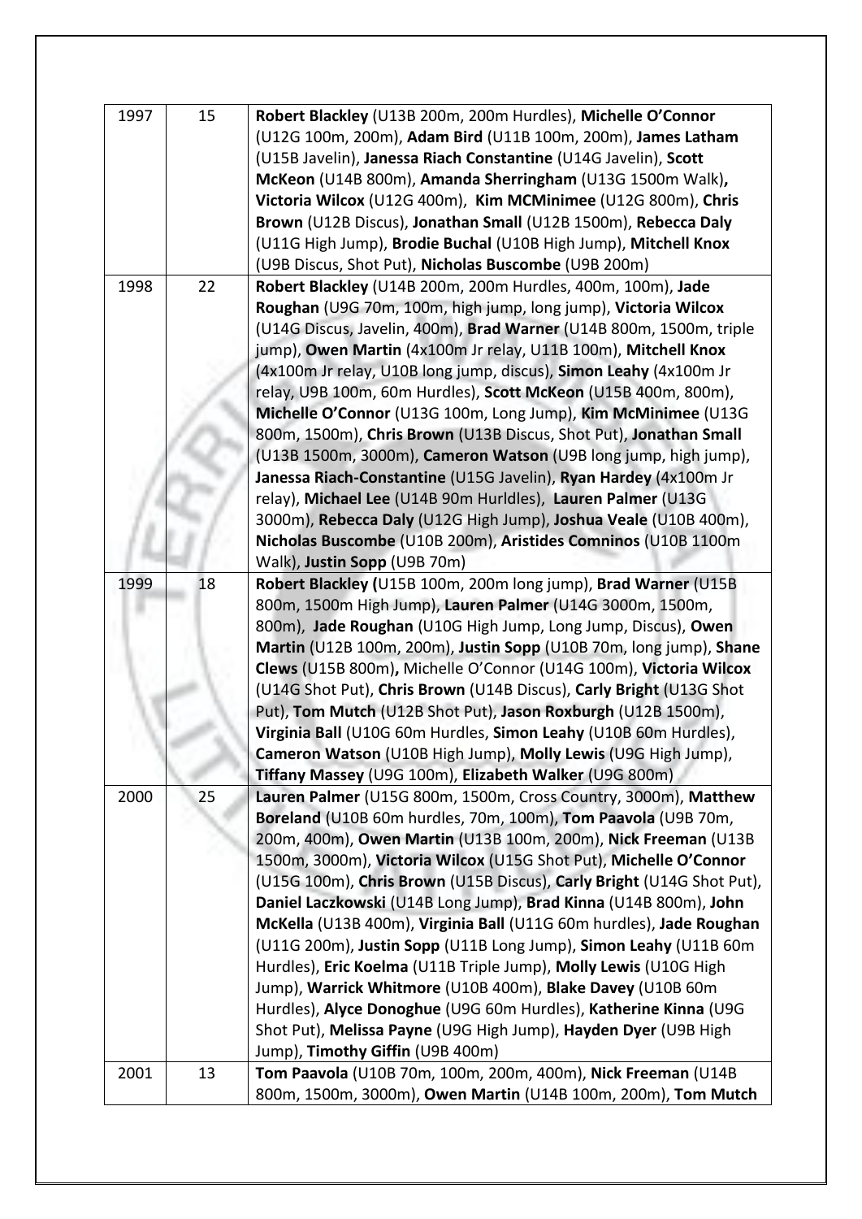| | | |
|---|---|---|
| 1997 | 15 | **Robert Blackley** (U13B 200m, 200m Hurdles), **Michelle O'Connor** (U12G 100m, 200m), **Adam Bird** (U11B 100m, 200m), **James Latham** (U15B Javelin), **Janessa Riach Constantine** (U14G Javelin), **Scott McKeon** (U14B 800m), **Amanda Sherringham** (U13G 1500m Walk)**,** **Victoria Wilcox** (U12G 400m), **Kim MCMinimee** (U12G 800m), **Chris Brown** (U12B Discus), **Jonathan Small** (U12B 1500m), **Rebecca Daly** (U11G High Jump), **Brodie Buchal** (U10B High Jump), **Mitchell Knox** (U9B Discus, Shot Put), **Nicholas Buscombe** (U9B 200m) |
| 1998 | 22 | **Robert Blackley** (U14B 200m, 200m Hurdles, 400m, 100m), **Jade Roughan** (U9G 70m, 100m, high jump, long jump), **Victoria Wilcox** (U14G Discus, Javelin, 400m), **Brad Warner** (U14B 800m, 1500m, triple jump), **Owen Martin** (4x100m Jr relay, U11B 100m), **Mitchell Knox** (4x100m Jr relay, U10B long jump, discus), **Simon Leahy** (4x100m Jr relay, U9B 100m, 60m Hurdles), **Scott McKeon** (U15B 400m, 800m), **Michelle O'Connor** (U13G 100m, Long Jump), **Kim McMinimee** (U13G 800m, 1500m), **Chris Brown** (U13B Discus, Shot Put), **Jonathan Small** (U13B 1500m, 3000m), **Cameron Watson** (U9B long jump, high jump), **Janessa Riach-Constantine** (U15G Javelin), **Ryan Hardey** (4x100m Jr relay), **Michael Lee** (U14B 90m Hurldles), **Lauren Palmer** (U13G 3000m), **Rebecca Daly** (U12G High Jump), **Joshua Veale** (U10B 400m), **Nicholas Buscombe** (U10B 200m), **Aristides Comninos** (U10B 1100m Walk), **Justin Sopp** (U9B 70m) |
| 1999 | 18 | **Robert Blackley (**U15B 100m, 200m long jump), **Brad Warner** (U15B 800m, 1500m High Jump), **Lauren Palmer** (U14G 3000m, 1500m, 800m), **Jade Roughan** (U10G High Jump, Long Jump, Discus), **Owen Martin** (U12B 100m, 200m), **Justin Sopp** (U10B 70m, long jump), **Shane Clews** (U15B 800m)**,** Michelle O'Connor (U14G 100m), **Victoria Wilcox** (U14G Shot Put), **Chris Brown** (U14B Discus), **Carly Bright** (U13G Shot Put), **Tom Mutch** (U12B Shot Put), **Jason Roxburgh** (U12B 1500m), **Virginia Ball** (U10G 60m Hurdles, **Simon Leahy** (U10B 60m Hurdles), **Cameron Watson** (U10B High Jump), **Molly Lewis** (U9G High Jump), **Tiffany Massey** (U9G 100m), **Elizabeth Walker** (U9G 800m) |
| 2000 | 25 | **Lauren Palmer** (U15G 800m, 1500m, Cross Country, 3000m), **Matthew Boreland** (U10B 60m hurdles, 70m, 100m), **Tom Paavola** (U9B 70m, 200m, 400m), **Owen Martin** (U13B 100m, 200m), **Nick Freeman** (U13B 1500m, 3000m), **Victoria Wilcox** (U15G Shot Put), **Michelle O'Connor** (U15G 100m), **Chris Brown** (U15B Discus), **Carly Bright** (U14G Shot Put), **Daniel Laczkowski** (U14B Long Jump), **Brad Kinna** (U14B 800m), **John McKella** (U13B 400m), **Virginia Ball** (U11G 60m hurdles), **Jade Roughan** (U11G 200m), **Justin Sopp** (U11B Long Jump), **Simon Leahy** (U11B 60m Hurdles), **Eric Koelma** (U11B Triple Jump), **Molly Lewis** (U10G High Jump), **Warrick Whitmore** (U10B 400m), **Blake Davey** (U10B 60m Hurdles), **Alyce Donoghue** (U9G 60m Hurdles), **Katherine Kinna** (U9G Shot Put), **Melissa Payne** (U9G High Jump), **Hayden Dyer** (U9B High Jump), **Timothy Giffin** (U9B 400m) |
| 2001 | 13 | **Tom Paavola** (U10B 70m, 100m, 200m, 400m), **Nick Freeman** (U14B 800m, 1500m, 3000m), **Owen Martin** (U14B 100m, 200m), **Tom Mutch** |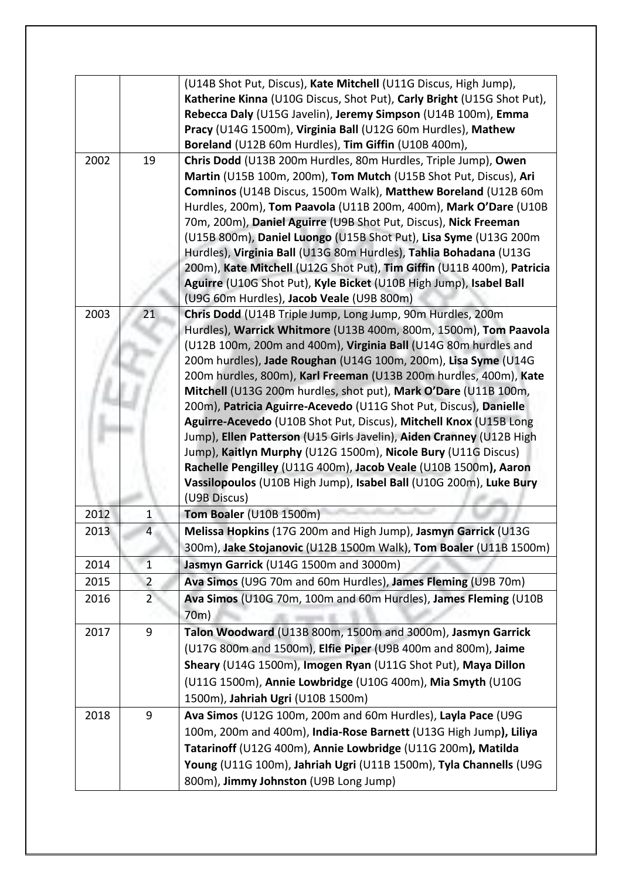| | | |
|---|---|---|
| | | (U14B Shot Put, Discus), **Kate Mitchell** (U11G Discus, High Jump), **Katherine Kinna** (U10G Discus, Shot Put), **Carly Bright** (U15G Shot Put), **Rebecca Daly** (U15G Javelin), **Jeremy Simpson** (U14B 100m), **Emma Pracy** (U14G 1500m), **Virginia Ball** (U12G 60m Hurdles), **Mathew Boreland** (U12B 60m Hurdles), **Tim Giffin** (U10B 400m), |
| 2002 | 19 | **Chris Dodd** (U13B 200m Hurdles, 80m Hurdles, Triple Jump), **Owen Martin** (U15B 100m, 200m), **Tom Mutch** (U15B Shot Put, Discus), **Ari Comninos** (U14B Discus, 1500m Walk), **Matthew Boreland** (U12B 60m Hurdles, 200m), **Tom Paavola** (U11B 200m, 400m), **Mark O'Dare** (U10B 70m, 200m), **Daniel Aguirre** (U9B Shot Put, Discus), **Nick Freeman** (U15B 800m), **Daniel Luongo** (U15B Shot Put), **Lisa Syme** (U13G 200m Hurdles), **Virginia Ball** (U13G 80m Hurdles), **Tahlia Bohadana** (U13G 200m), **Kate Mitchell** (U12G Shot Put), **Tim Giffin** (U11B 400m), **Patricia Aguirre** (U10G Shot Put), **Kyle Bicket** (U10B High Jump), **Isabel Ball** (U9G 60m Hurdles), **Jacob Veale** (U9B 800m) |
| 2003 | 21 | **Chris Dodd** (U14B Triple Jump, Long Jump, 90m Hurdles, 200m Hurdles), **Warrick Whitmore** (U13B 400m, 800m, 1500m), **Tom Paavola** (U12B 100m, 200m and 400m), **Virginia Ball** (U14G 80m hurdles and 200m hurdles), **Jade Roughan** (U14G 100m, 200m), **Lisa Syme** (U14G 200m hurdles, 800m), **Karl Freeman** (U13B 200m hurdles, 400m), **Kate Mitchell** (U13G 200m hurdles, shot put), **Mark O'Dare** (U11B 100m, 200m), **Patricia Aguirre-Acevedo** (U11G Shot Put, Discus), **Danielle Aguirre-Acevedo** (U10B Shot Put, Discus), **Mitchell Knox** (U15B Long Jump), **Ellen Patterson** (U15 Girls Javelin), **Aiden Cranney** (U12B High Jump), **Kaitlyn Murphy** (U12G 1500m), **Nicole Bury** (U11G Discus) **Rachelle Pengilley** (U11G 400m), **Jacob Veale** (U10B 1500m**), Aaron Vassilopoulos** (U10B High Jump), **Isabel Ball** (U10G 200m), **Luke Bury** (U9B Discus) |
| 2012 | 1 | **Tom Boaler** (U10B 1500m) |
| 2013 | 4 | **Melissa Hopkins** (17G 200m and High Jump), **Jasmyn Garrick** (U13G 300m), **Jake Stojanovic** (U12B 1500m Walk), **Tom Boaler** (U11B 1500m) |
| 2014 | 1 | **Jasmyn Garrick** (U14G 1500m and 3000m) |
| 2015 | 2 | **Ava Simos** (U9G 70m and 60m Hurdles), **James Fleming** (U9B 70m) |
| 2016 | 2 | **Ava Simos** (U10G 70m, 100m and 60m Hurdles), **James Fleming** (U10B 70m) |
| 2017 | 9 | **Talon Woodward** (U13B 800m, 1500m and 3000m), **Jasmyn Garrick** (U17G 800m and 1500m), **Elfie Piper** (U9B 400m and 800m), **Jaime Sheary** (U14G 1500m), **Imogen Ryan** (U11G Shot Put), **Maya Dillon** (U11G 1500m), **Annie Lowbridge** (U10G 400m), **Mia Smyth** (U10G 1500m), **Jahriah Ugri** (U10B 1500m) |
| 2018 | 9 | **Ava Simos** (U12G 100m, 200m and 60m Hurdles), **Layla Pace** (U9G 100m, 200m and 400m), **India-Rose Barnett** (U13G High Jump**), Liliya Tatarinoff** (U12G 400m), **Annie Lowbridge** (U11G 200m**), Matilda Young** (U11G 100m), **Jahriah Ugri** (U11B 1500m), **Tyla Channells** (U9G 800m), **Jimmy Johnston** (U9B Long Jump) |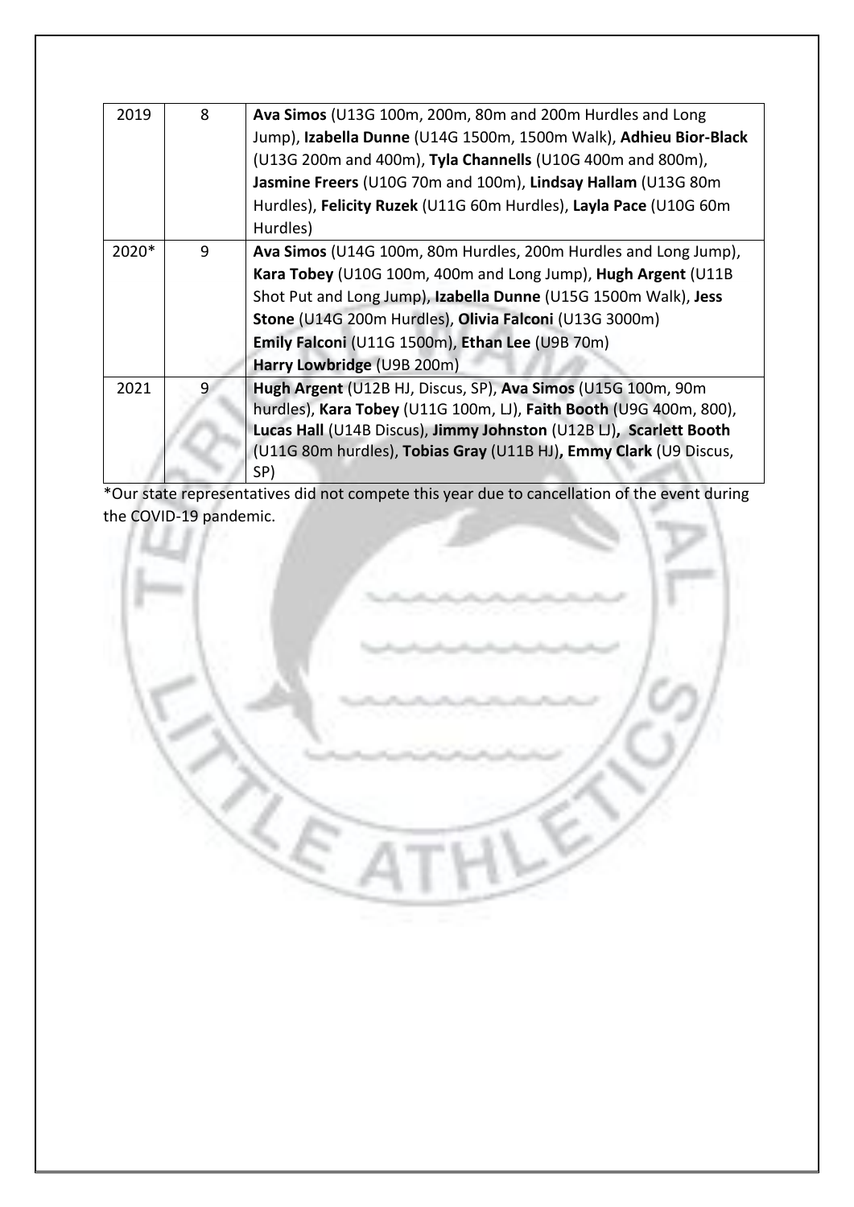| | | |
|---|---|---|
| 2019 | 8 | **Ava Simos** (U13G 100m, 200m, 80m and 200m Hurdles and Long Jump), **Izabella Dunne** (U14G 1500m, 1500m Walk), **Adhieu Bior-Black** (U13G 200m and 400m), **Tyla Channells** (U10G 400m and 800m), **Jasmine Freers** (U10G 70m and 100m), **Lindsay Hallam** (U13G 80m Hurdles), **Felicity Ruzek** (U11G 60m Hurdles), **Layla Pace** (U10G 60m Hurdles) |
| 2020* | 9 | **Ava Simos** (U14G 100m, 80m Hurdles, 200m Hurdles and Long Jump), **Kara Tobey** (U10G 100m, 400m and Long Jump), **Hugh Argent** (U11B Shot Put and Long Jump), **Izabella Dunne** (U15G 1500m Walk), **Jess Stone** (U14G 200m Hurdles), **Olivia Falconi** (U13G 3000m) **Emily Falconi** (U11G 1500m), **Ethan Lee** (U9B 70m) **Harry Lowbridge** (U9B 200m) |
| 2021 | 9 | **Hugh Argent** (U12B HJ, Discus, SP), **Ava Simos** (U15G 100m, 90m hurdles), **Kara Tobey** (U11G 100m, LJ), **Faith Booth** (U9G 400m, 800), **Lucas Hall** (U14B Discus), **Jimmy Johnston** (U12B LJ), **Scarlett Booth** (U11G 80m hurdles), **Tobias Gray** (U11B HJ), **Emmy Clark** (U9 Discus, SP) |

*Our state representatives did not compete this year due to cancellation of the event during the COVID-19 pandemic.